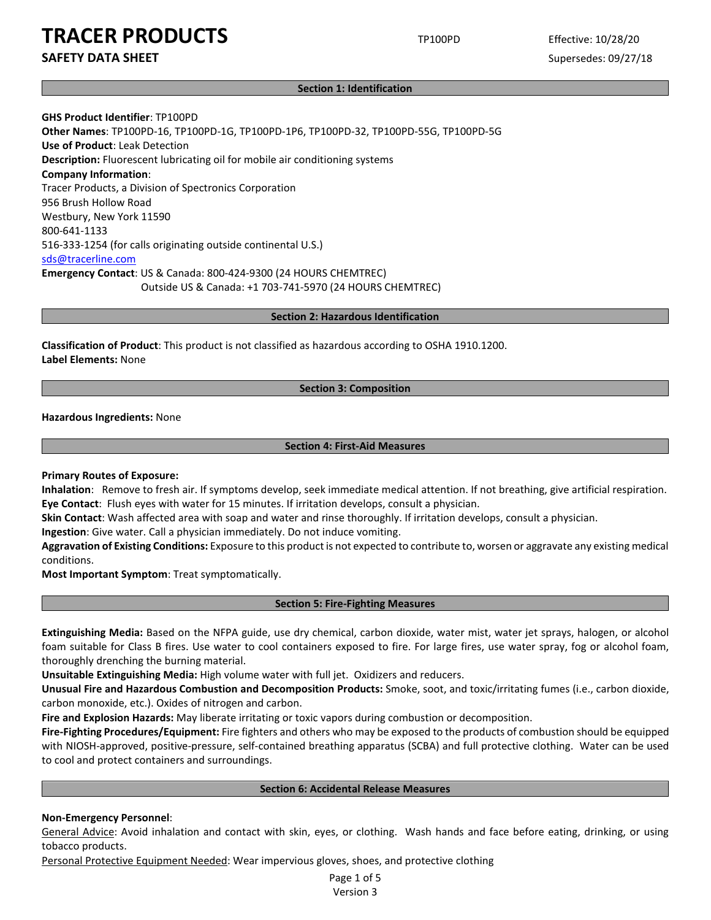# TRACER PRODUCTS

**SAFETY DATA SHEET**

TP100PD

Effective: 10/28/20

Supersedes: 09/27/18

## Section 1: Identification

**GHS Product Identifier**: TP100PD
**Other Names**: TP100PD-16, TP100PD-1G, TP100PD-1P6, TP100PD-32, TP100PD-55G, TP100PD-5G
**Use of Product**: Leak Detection
**Description:** Fluorescent lubricating oil for mobile air conditioning systems
**Company Information**:
Tracer Products, a Division of Spectronics Corporation
956 Brush Hollow Road
Westbury, New York 11590
800-641-1133
516-333-1254 (for calls originating outside continental U.S.)
sds@tracerline.com
**Emergency Contact**: US & Canada: 800-424-9300 (24 HOURS CHEMTREC)
Outside US & Canada: +1 703-741-5970 (24 HOURS CHEMTREC)

## Section 2: Hazardous Identification

**Classification of Product**: This product is not classified as hazardous according to OSHA 1910.1200.
**Label Elements:** None

## Section 3: Composition

**Hazardous Ingredients:** None

## Section 4: First-Aid Measures

**Primary Routes of Exposure:**
**Inhalation**: Remove to fresh air. If symptoms develop, seek immediate medical attention. If not breathing, give artificial respiration.
**Eye Contact**: Flush eyes with water for 15 minutes. If irritation develops, consult a physician.
**Skin Contact**: Wash affected area with soap and water and rinse thoroughly. If irritation develops, consult a physician.
**Ingestion**: Give water. Call a physician immediately. Do not induce vomiting.
**Aggravation of Existing Conditions:** Exposure to this product is not expected to contribute to, worsen or aggravate any existing medical conditions.
**Most Important Symptom**: Treat symptomatically.

## Section 5: Fire-Fighting Measures

**Extinguishing Media:** Based on the NFPA guide, use dry chemical, carbon dioxide, water mist, water jet sprays, halogen, or alcohol foam suitable for Class B fires. Use water to cool containers exposed to fire. For large fires, use water spray, fog or alcohol foam, thoroughly drenching the burning material.
**Unsuitable Extinguishing Media:** High volume water with full jet. Oxidizers and reducers.
**Unusual Fire and Hazardous Combustion and Decomposition Products:** Smoke, soot, and toxic/irritating fumes (i.e., carbon dioxide, carbon monoxide, etc.). Oxides of nitrogen and carbon.
**Fire and Explosion Hazards:** May liberate irritating or toxic vapors during combustion or decomposition.
**Fire-Fighting Procedures/Equipment:** Fire fighters and others who may be exposed to the products of combustion should be equipped with NIOSH-approved, positive-pressure, self-contained breathing apparatus (SCBA) and full protective clothing. Water can be used to cool and protect containers and surroundings.

## Section 6: Accidental Release Measures

**Non-Emergency Personnel**:
General Advice: Avoid inhalation and contact with skin, eyes, or clothing. Wash hands and face before eating, drinking, or using tobacco products.
Personal Protective Equipment Needed: Wear impervious gloves, shoes, and protective clothing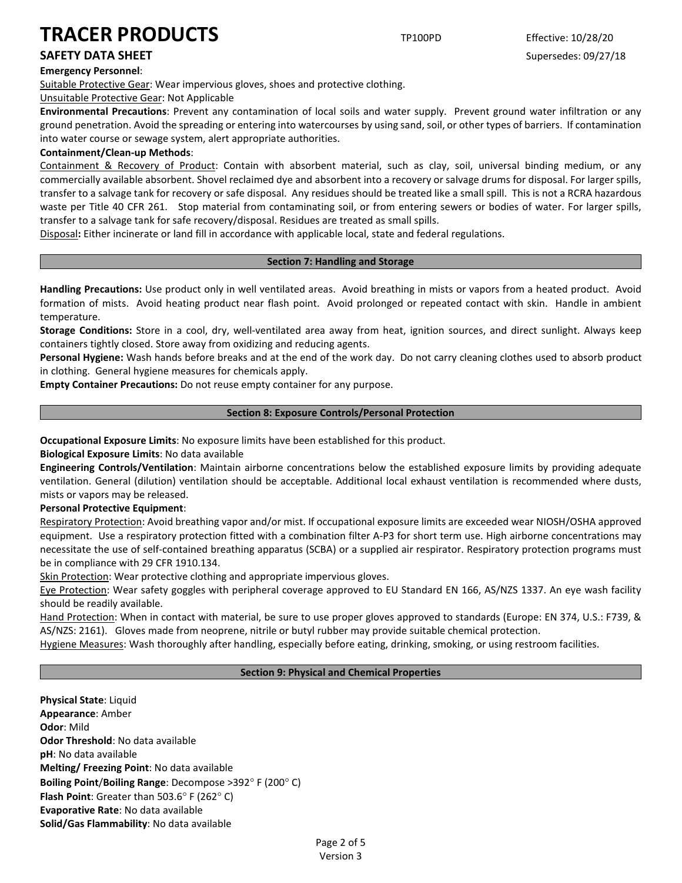**Emergency Personnel**:

Suitable Protective Gear: Wear impervious gloves, shoes and protective clothing.

Unsuitable Protective Gear: Not Applicable

**Environmental Precautions**: Prevent any contamination of local soils and water supply. Prevent ground water infiltration or any ground penetration. Avoid the spreading or entering into watercourses by using sand, soil, or other types of barriers. If contamination into water course or sewage system, alert appropriate authorities.

**Containment/Clean-up Methods**:

Containment & Recovery of Product: Contain with absorbent material, such as clay, soil, universal binding medium, or any commercially available absorbent. Shovel reclaimed dye and absorbent into a recovery or salvage drums for disposal. For larger spills, transfer to a salvage tank for recovery or safe disposal. Any residues should be treated like a small spill. This is not a RCRA hazardous waste per Title 40 CFR 261. Stop material from contaminating soil, or from entering sewers or bodies of water. For larger spills, transfer to a salvage tank for safe recovery/disposal. Residues are treated as small spills.

Disposal**:** Either incinerate or land fill in accordance with applicable local, state and federal regulations.

## Section 7: Handling and Storage

**Handling Precautions:** Use product only in well ventilated areas. Avoid breathing in mists or vapors from a heated product. Avoid formation of mists. Avoid heating product near flash point. Avoid prolonged or repeated contact with skin. Handle in ambient temperature.

**Storage Conditions:** Store in a cool, dry, well-ventilated area away from heat, ignition sources, and direct sunlight. Always keep containers tightly closed. Store away from oxidizing and reducing agents.

**Personal Hygiene:** Wash hands before breaks and at the end of the work day. Do not carry cleaning clothes used to absorb product in clothing. General hygiene measures for chemicals apply.

**Empty Container Precautions:** Do not reuse empty container for any purpose.

## Section 8: Exposure Controls/Personal Protection

**Occupational Exposure Limits**: No exposure limits have been established for this product.

**Biological Exposure Limits**: No data available

**Engineering Controls/Ventilation**: Maintain airborne concentrations below the established exposure limits by providing adequate ventilation. General (dilution) ventilation should be acceptable. Additional local exhaust ventilation is recommended where dusts, mists or vapors may be released.

**Personal Protective Equipment**:

Respiratory Protection: Avoid breathing vapor and/or mist. If occupational exposure limits are exceeded wear NIOSH/OSHA approved equipment. Use a respiratory protection fitted with a combination filter A-P3 for short term use. High airborne concentrations may necessitate the use of self-contained breathing apparatus (SCBA) or a supplied air respirator. Respiratory protection programs must be in compliance with 29 CFR 1910.134.

Skin Protection: Wear protective clothing and appropriate impervious gloves.

Eye Protection: Wear safety goggles with peripheral coverage approved to EU Standard EN 166, AS/NZS 1337. An eye wash facility should be readily available.

Hand Protection: When in contact with material, be sure to use proper gloves approved to standards (Europe: EN 374, U.S.: F739, & AS/NZS: 2161). Gloves made from neoprene, nitrile or butyl rubber may provide suitable chemical protection.

Hygiene Measures: Wash thoroughly after handling, especially before eating, drinking, smoking, or using restroom facilities.

## Section 9: Physical and Chemical Properties

**Physical State**: Liquid
**Appearance**: Amber
**Odor**: Mild
**Odor Threshold**: No data available
**pH**: No data available
**Melting/ Freezing Point**: No data available
**Boiling Point**/**Boiling Range**: Decompose >392° F (200° C)
**Flash Point**: Greater than 503.6° F (262° C)
**Evaporative Rate**: No data available
**Solid/Gas Flammability**: No data available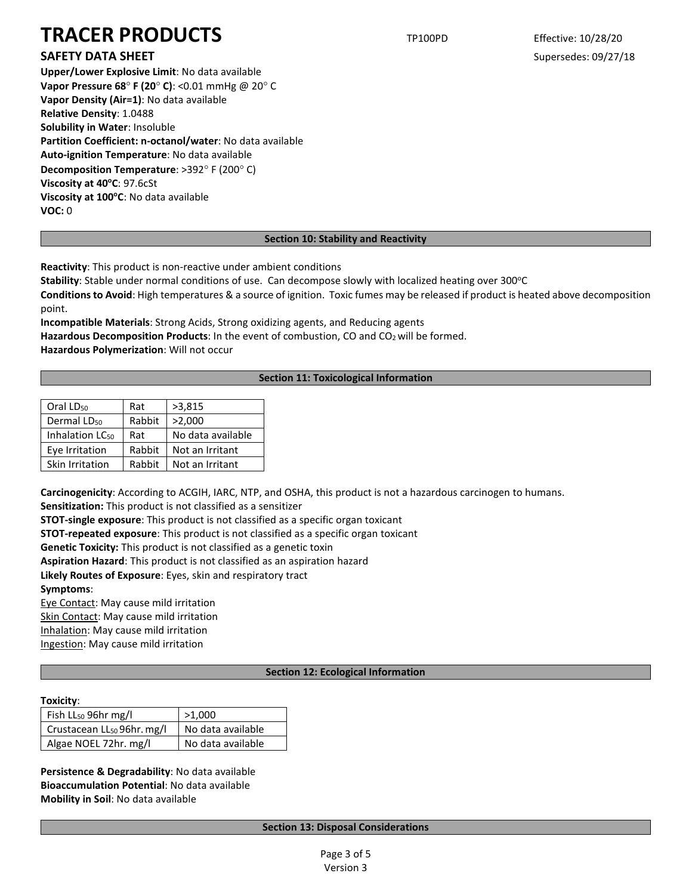**Upper/Lower Explosive Limit**: No data available
**Vapor Pressure 68° F (20° C)**: <0.01 mmHg @ 20° C
**Vapor Density (Air=1)**: No data available
**Relative Density**: 1.0488
**Solubility in Water**: Insoluble
**Partition Coefficient: n-octanol/water**: No data available
**Auto-ignition Temperature**: No data available
**Decomposition Temperature**: >392° F (200° C)
**Viscosity at 40°C**: 97.6cSt
**Viscosity at 100°C**: No data available
**VOC:** 0

## Section 10: Stability and Reactivity

**Reactivity**: This product is non-reactive under ambient conditions
**Stability**: Stable under normal conditions of use. Can decompose slowly with localized heating over 300°C
**Conditions to Avoid**: High temperatures & a source of ignition. Toxic fumes may be released if product is heated above decomposition point.
**Incompatible Materials**: Strong Acids, Strong oxidizing agents, and Reducing agents
**Hazardous Decomposition Products**: In the event of combustion, CO and $CO_2$ will be formed.
**Hazardous Polymerization**: Will not occur

## Section 11: Toxicological Information

| | | |
|---|---|---|
| Oral $LD_{50}$ | Rat | >3,815 |
| Dermal $LD_{50}$ | Rabbit | >2,000 |
| Inhalation $LC_{50}$ | Rat | No data available |
| Eye Irritation | Rabbit | Not an Irritant |
| Skin Irritation | Rabbit | Not an Irritant |

**Carcinogenicity**: According to ACGIH, IARC, NTP, and OSHA, this product is not a hazardous carcinogen to humans.
**Sensitization:** This product is not classified as a sensitizer
**STOT-single exposure**: This product is not classified as a specific organ toxicant
**STOT-repeated exposure**: This product is not classified as a specific organ toxicant
**Genetic Toxicity:** This product is not classified as a genetic toxin
**Aspiration Hazard**: This product is not classified as an aspiration hazard
**Likely Routes of Exposure**: Eyes, skin and respiratory tract
**Symptoms**:
Eye Contact: May cause mild irritation
Skin Contact: May cause mild irritation
Inhalation: May cause mild irritation
Ingestion: May cause mild irritation

## Section 12: Ecological Information

**Toxicity**:

| | |
|---|---|
| Fish $LL_{50}$ 96hr mg/l | >1,000 |
| Crustacean $LL_{50}$ 96hr. mg/l | No data available |
| Algae NOEL 72hr. mg/l | No data available |

**Persistence & Degradability**: No data available
**Bioaccumulation Potential**: No data available
**Mobility in Soil**: No data available

## Section 13: Disposal Considerations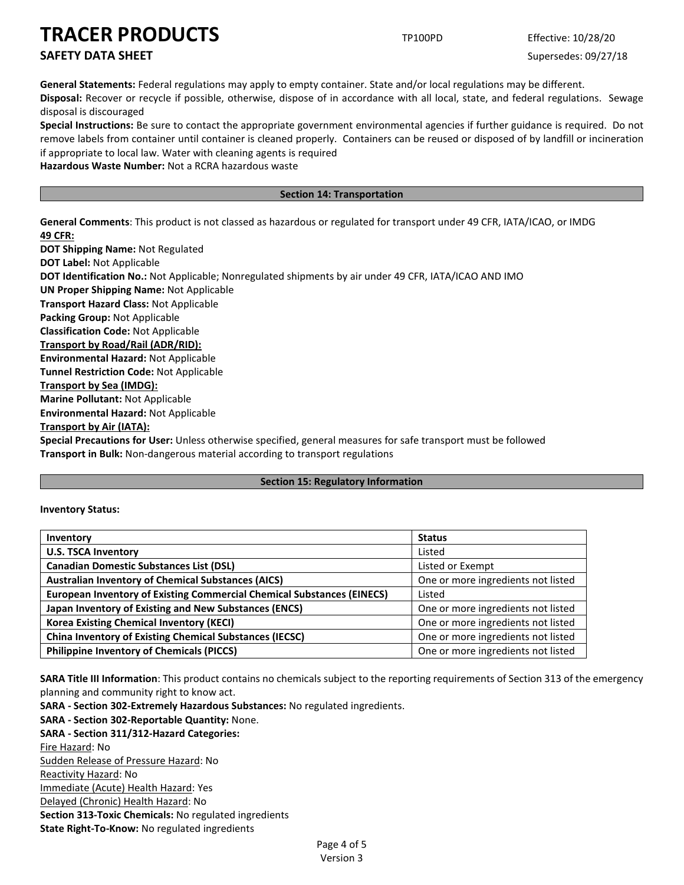**General Statements:** Federal regulations may apply to empty container. State and/or local regulations may be different.
**Disposal:** Recover or recycle if possible, otherwise, dispose of in accordance with all local, state, and federal regulations. Sewage disposal is discouraged
**Special Instructions:** Be sure to contact the appropriate government environmental agencies if further guidance is required. Do not remove labels from container until container is cleaned properly. Containers can be reused or disposed of by landfill or incineration if appropriate to local law. Water with cleaning agents is required
**Hazardous Waste Number:** Not a RCRA hazardous waste

## Section 14: Transportation

**General Comments**: This product is not classed as hazardous or regulated for transport under 49 CFR, IATA/ICAO, or IMDG
**49 CFR:**
**DOT Shipping Name:** Not Regulated
**DOT Label:** Not Applicable
**DOT Identification No.:** Not Applicable; Nonregulated shipments by air under 49 CFR, IATA/ICAO AND IMO
**UN Proper Shipping Name:** Not Applicable
**Transport Hazard Class:** Not Applicable
**Packing Group:** Not Applicable
**Classification Code:** Not Applicable
**Transport by Road/Rail (ADR/RID):**
**Environmental Hazard:** Not Applicable
**Tunnel Restriction Code:** Not Applicable
**Transport by Sea (IMDG):**
**Marine Pollutant:** Not Applicable
**Environmental Hazard:** Not Applicable
**Transport by Air (IATA):**
**Special Precautions for User:** Unless otherwise specified, general measures for safe transport must be followed
**Transport in Bulk:** Non-dangerous material according to transport regulations

## Section 15: Regulatory Information

**Inventory Status:**

| Inventory | Status |
|---|---|
| **U.S. TSCA Inventory** | Listed |
| **Canadian Domestic Substances List (DSL)** | Listed or Exempt |
| **Australian Inventory of Chemical Substances (AICS)** | One or more ingredients not listed |
| **European Inventory of Existing Commercial Chemical Substances (EINECS)** | Listed |
| **Japan Inventory of Existing and New Substances (ENCS)** | One or more ingredients not listed |
| **Korea Existing Chemical Inventory (KECI)** | One or more ingredients not listed |
| **China Inventory of Existing Chemical Substances (IECSC)** | One or more ingredients not listed |
| **Philippine Inventory of Chemicals (PICCS)** | One or more ingredients not listed |

**SARA Title III Information**: This product contains no chemicals subject to the reporting requirements of Section 313 of the emergency planning and community right to know act.
**SARA - Section 302-Extremely Hazardous Substances:** No regulated ingredients.
**SARA - Section 302-Reportable Quantity:** None.
**SARA - Section 311/312-Hazard Categories:**
Fire Hazard: No
Sudden Release of Pressure Hazard: No
Reactivity Hazard: No
Immediate (Acute) Health Hazard: Yes
Delayed (Chronic) Health Hazard: No
**Section 313-Toxic Chemicals:** No regulated ingredients
**State Right-To-Know:** No regulated ingredients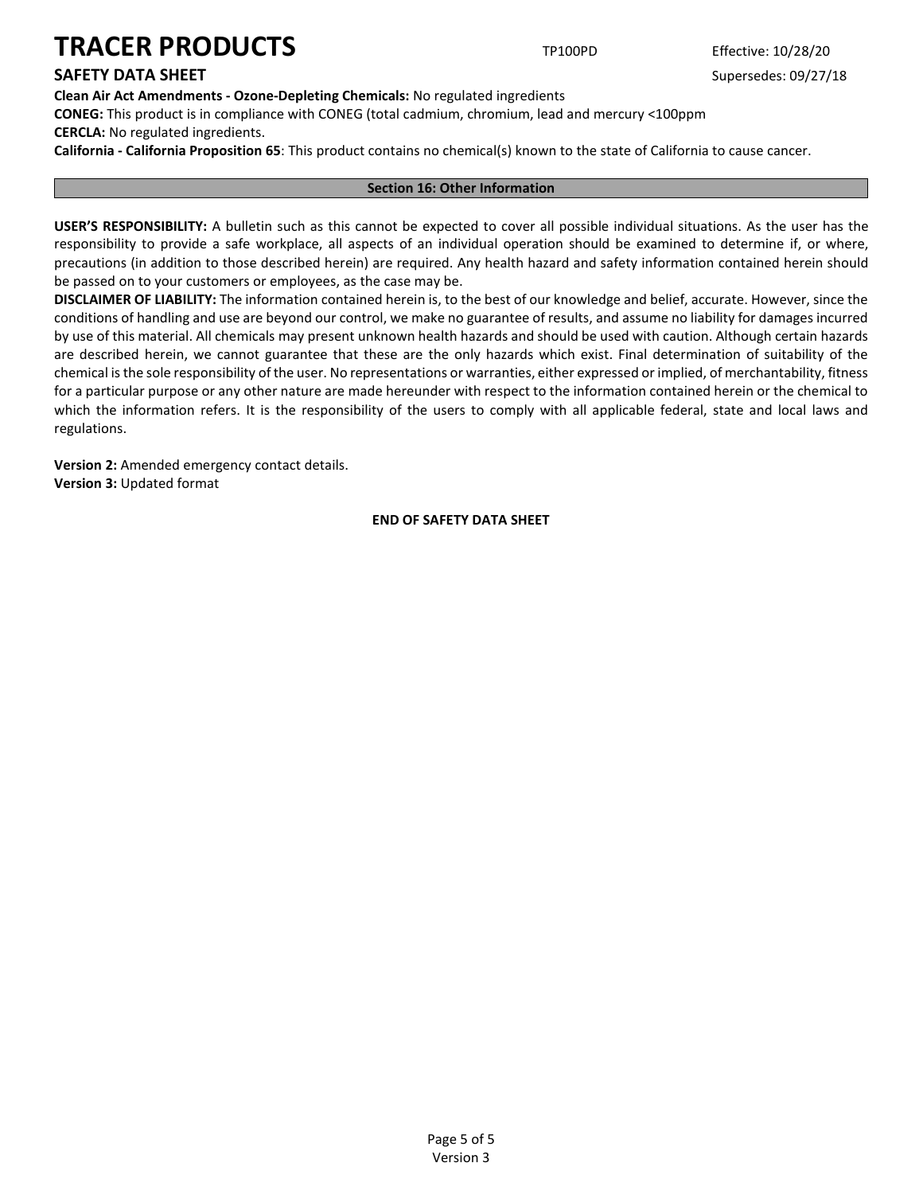**Clean Air Act Amendments - Ozone-Depleting Chemicals:** No regulated ingredients
**CONEG:** This product is in compliance with CONEG (total cadmium, chromium, lead and mercury <100ppm
**CERCLA:** No regulated ingredients.
**California - California Proposition 65**: This product contains no chemical(s) known to the state of California to cause cancer.

## Section 16: Other Information

**USER'S RESPONSIBILITY:** A bulletin such as this cannot be expected to cover all possible individual situations. As the user has the responsibility to provide a safe workplace, all aspects of an individual operation should be examined to determine if, or where, precautions (in addition to those described herein) are required. Any health hazard and safety information contained herein should be passed on to your customers or employees, as the case may be.
**DISCLAIMER OF LIABILITY:** The information contained herein is, to the best of our knowledge and belief, accurate. However, since the conditions of handling and use are beyond our control, we make no guarantee of results, and assume no liability for damages incurred by use of this material. All chemicals may present unknown health hazards and should be used with caution. Although certain hazards are described herein, we cannot guarantee that these are the only hazards which exist. Final determination of suitability of the chemical is the sole responsibility of the user. No representations or warranties, either expressed or implied, of merchantability, fitness for a particular purpose or any other nature are made hereunder with respect to the information contained herein or the chemical to which the information refers. It is the responsibility of the users to comply with all applicable federal, state and local laws and regulations.

**Version 2:** Amended emergency contact details.
**Version 3:** Updated format

**END OF SAFETY DATA SHEET**